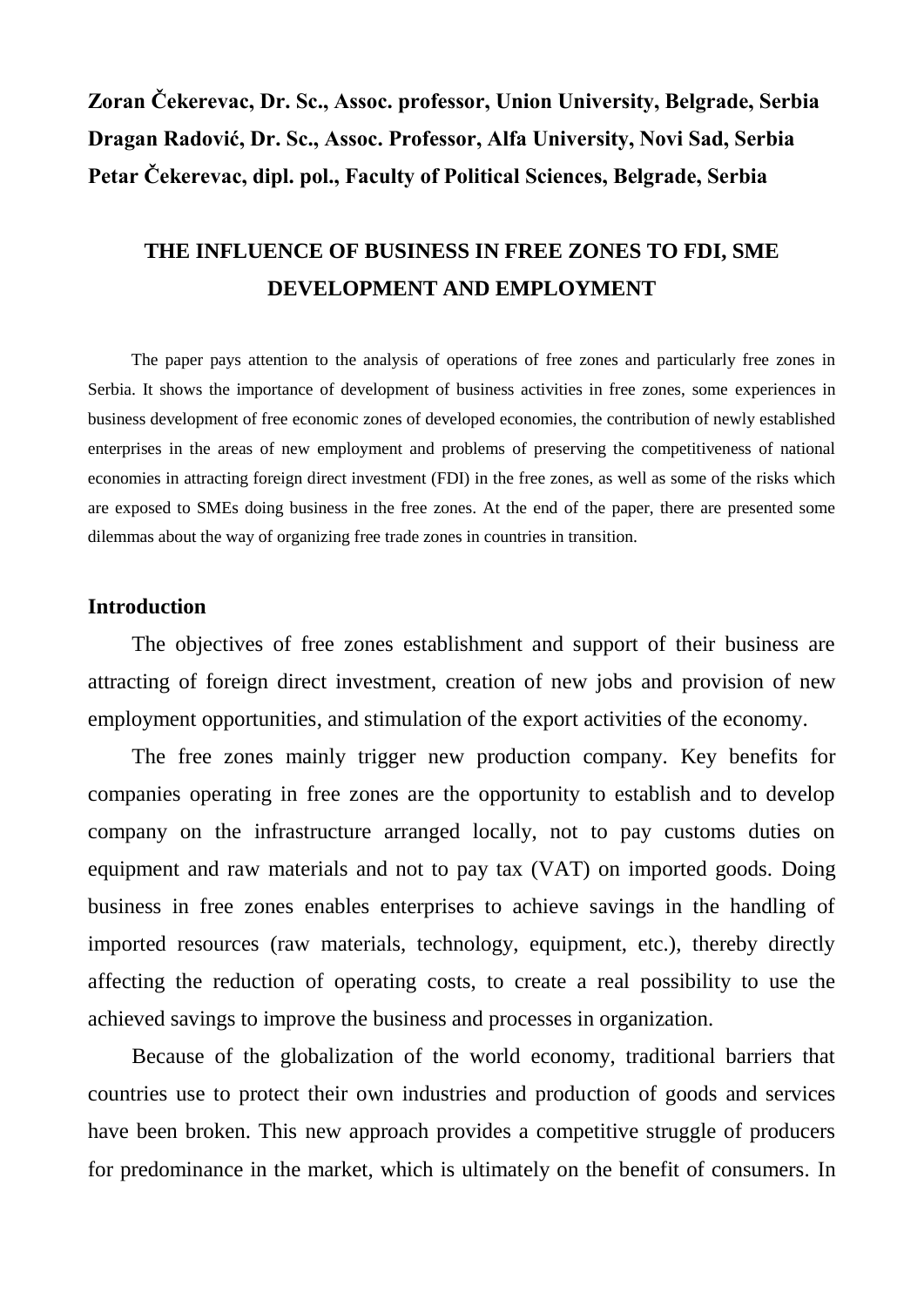**Zoran Čekerevac, Dr. Sc., Assoc. professor, Union University, Belgrade, Serbia**
**Dragan Radović, Dr. Sc., Assoc. Professor, Alfa University, Novi Sad, Serbia**
**Petar Čekerevac, dipl. pol., Faculty of Political Sciences, Belgrade, Serbia**

# THE INFLUENCE OF BUSINESS IN FREE ZONES TO FDI, SME DEVELOPMENT AND EMPLOYMENT

The paper pays attention to the analysis of operations of free zones and particularly free zones in Serbia. It shows the importance of development of business activities in free zones, some experiences in business development of free economic zones of developed economies, the contribution of newly established enterprises in the areas of new employment and problems of preserving the competitiveness of national economies in attracting foreign direct investment (FDI) in the free zones, as well as some of the risks which are exposed to SMEs doing business in the free zones. At the end of the paper, there are presented some dilemmas about the way of organizing free trade zones in countries in transition.

## Introduction

The objectives of free zones establishment and support of their business are attracting of foreign direct investment, creation of new jobs and provision of new employment opportunities, and stimulation of the export activities of the economy.

The free zones mainly trigger new production company. Key benefits for companies operating in free zones are the opportunity to establish and to develop company on the infrastructure arranged locally, not to pay customs duties on equipment and raw materials and not to pay tax (VAT) on imported goods. Doing business in free zones enables enterprises to achieve savings in the handling of imported resources (raw materials, technology, equipment, etc.), thereby directly affecting the reduction of operating costs, to create a real possibility to use the achieved savings to improve the business and processes in organization.

Because of the globalization of the world economy, traditional barriers that countries use to protect their own industries and production of goods and services have been broken. This new approach provides a competitive struggle of producers for predominance in the market, which is ultimately on the benefit of consumers. In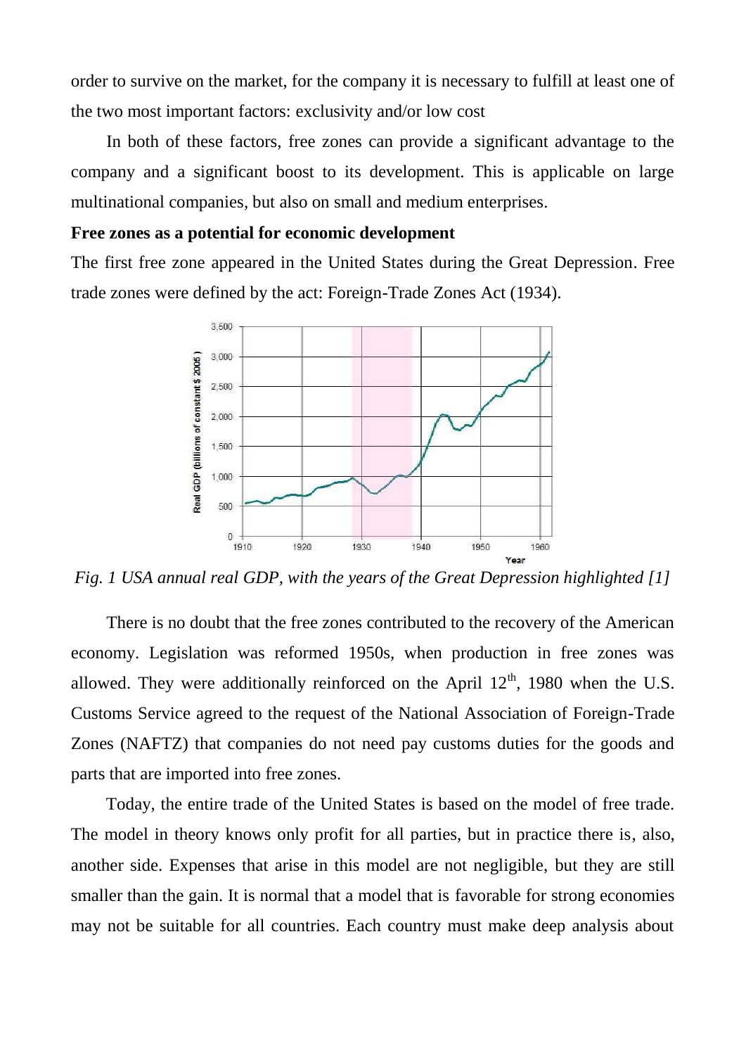order to survive on the market, for the company it is necessary to fulfill at least one of the two most important factors: exclusivity and/or low cost

In both of these factors, free zones can provide a significant advantage to the company and a significant boost to its development. This is applicable on large multinational companies, but also on small and medium enterprises.

**Free zones as a potential for economic development**

The first free zone appeared in the United States during the Great Depression. Free trade zones were defined by the act: Foreign-Trade Zones Act (1934).

*Fig. 1 USA annual real GDP, with the years of the Great Depression highlighted [1]*

There is no doubt that the free zones contributed to the recovery of the American economy. Legislation was reformed 1950s, when production in free zones was allowed. They were additionally reinforced on the April 12th, 1980 when the U.S. Customs Service agreed to the request of the National Association of Foreign-Trade Zones (NAFTZ) that companies do not need pay customs duties for the goods and parts that are imported into free zones.

Today, the entire trade of the United States is based on the model of free trade. The model in theory knows only profit for all parties, but in practice there is, also, another side. Expenses that arise in this model are not negligible, but they are still smaller than the gain. It is normal that a model that is favorable for strong economies may not be suitable for all countries. Each country must make deep analysis about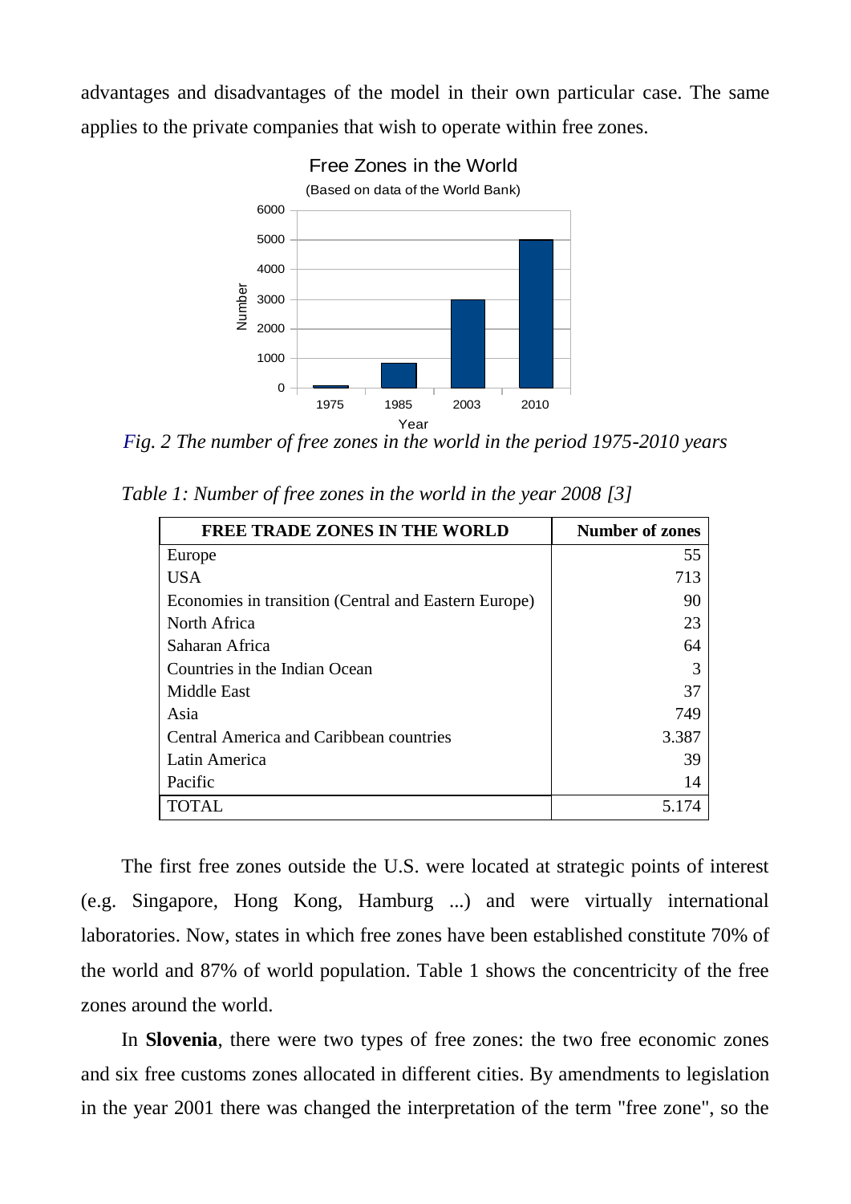advantages and disadvantages of the model in their own particular case. The same applies to the private companies that wish to operate within free zones.

*Fig. 2 The number of free zones in the world in the period 1975-2010 years*

*Table 1: Number of free zones in the world in the year 2008 [3]*

| FREE TRADE ZONES IN THE WORLD | Number of zones |
|---|---:|
| Europe | 55 |
| USA | 713 |
| Economies in transition (Central and Eastern Europe) | 90 |
| North Africa | 23 |
| Saharan Africa | 64 |
| Countries in the Indian Ocean | 3 |
| Middle East | 37 |
| Asia | 749 |
| Central America and Caribbean countries | 3.387 |
| Latin America | 39 |
| Pacific | 14 |
| TOTAL | 5.174 |

The first free zones outside the U.S. were located at strategic points of interest (e.g. Singapore, Hong Kong, Hamburg ...) and were virtually international laboratories. Now, states in which free zones have been established constitute 70% of the world and 87% of world population. Table 1 shows the concentricity of the free zones around the world.

In **Slovenia**, there were two types of free zones: the two free economic zones and six free customs zones allocated in different cities. By amendments to legislation in the year 2001 there was changed the interpretation of the term "free zone", so the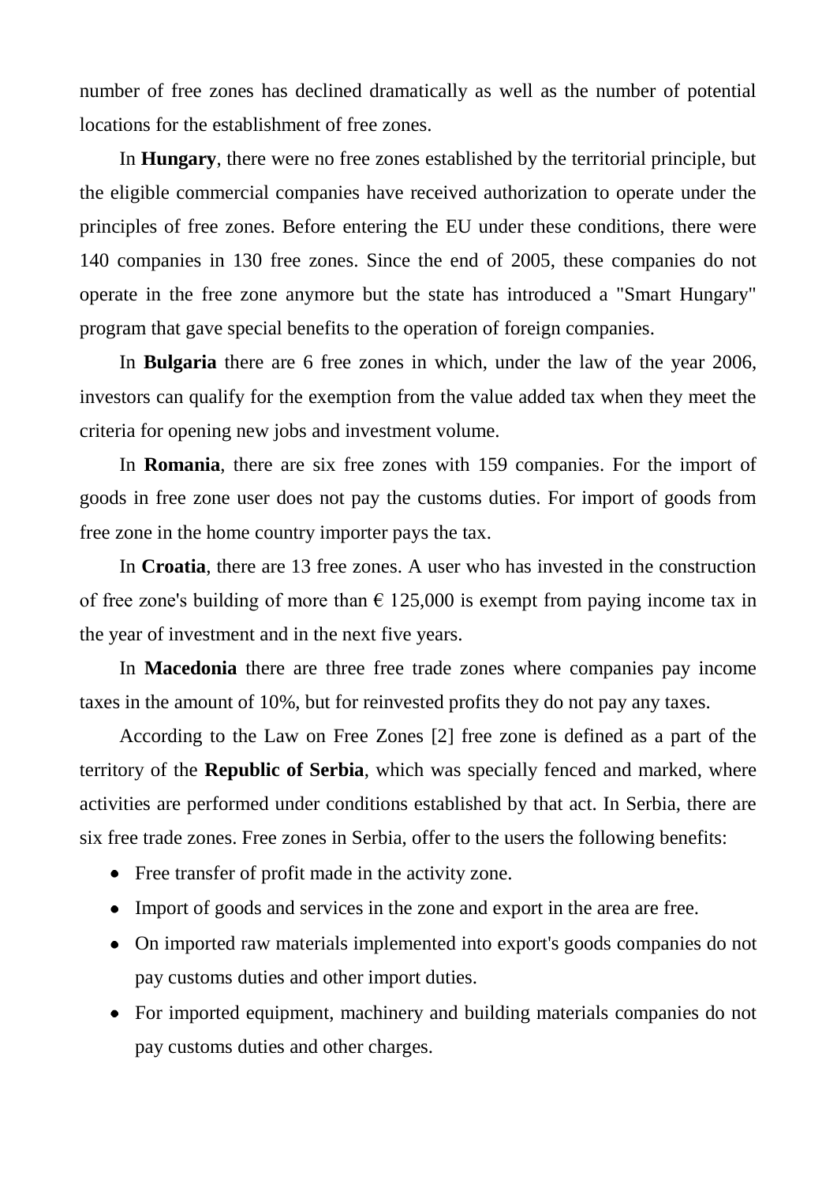number of free zones has declined dramatically as well as the number of potential locations for the establishment of free zones.

In **Hungary**, there were no free zones established by the territorial principle, but the eligible commercial companies have received authorization to operate under the principles of free zones. Before entering the EU under these conditions, there were 140 companies in 130 free zones. Since the end of 2005, these companies do not operate in the free zone anymore but the state has introduced a "Smart Hungary" program that gave special benefits to the operation of foreign companies.

In **Bulgaria** there are 6 free zones in which, under the law of the year 2006, investors can qualify for the exemption from the value added tax when they meet the criteria for opening new jobs and investment volume.

In **Romania**, there are six free zones with 159 companies. For the import of goods in free zone user does not pay the customs duties. For import of goods from free zone in the home country importer pays the tax.

In **Croatia**, there are 13 free zones. A user who has invested in the construction of free zone's building of more than € 125,000 is exempt from paying income tax in the year of investment and in the next five years.

In **Macedonia** there are three free trade zones where companies pay income taxes in the amount of 10%, but for reinvested profits they do not pay any taxes.

According to the Law on Free Zones [2] free zone is defined as a part of the territory of the **Republic of Serbia**, which was specially fenced and marked, where activities are performed under conditions established by that act. In Serbia, there are six free trade zones. Free zones in Serbia, offer to the users the following benefits:

- Free transfer of profit made in the activity zone.
- Import of goods and services in the zone and export in the area are free.
- On imported raw materials implemented into export's goods companies do not pay customs duties and other import duties.
- For imported equipment, machinery and building materials companies do not pay customs duties and other charges.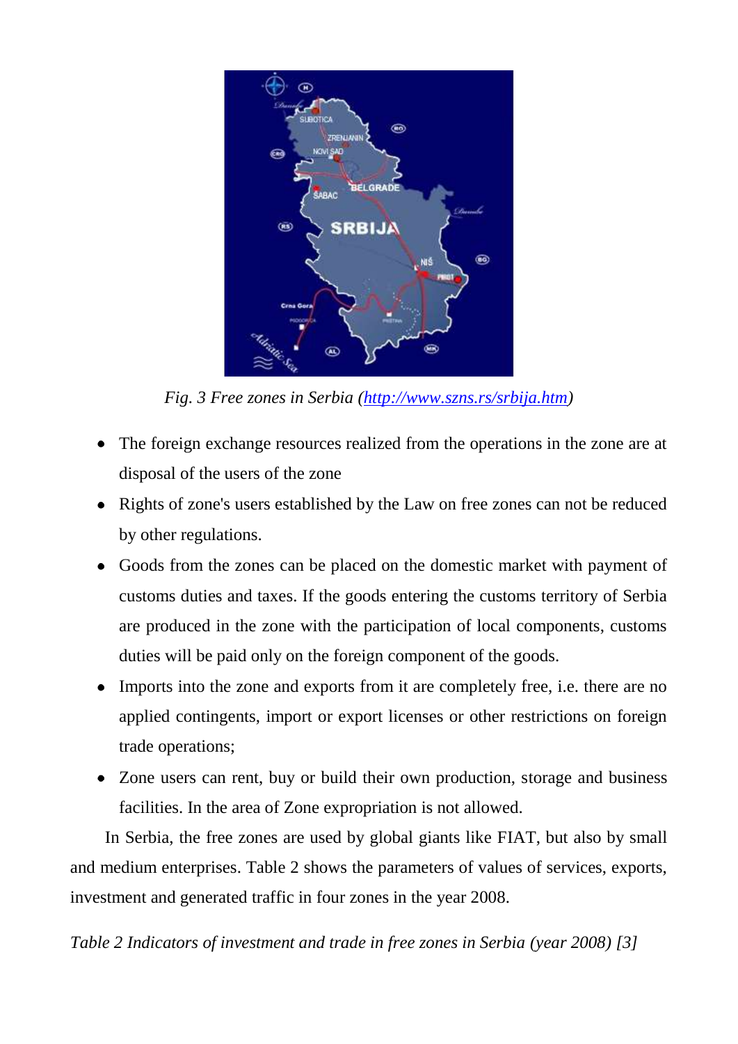*Fig. 3 Free zones in Serbia (http://www.szns.rs/srbija.htm)*

- The foreign exchange resources realized from the operations in the zone are at disposal of the users of the zone
- Rights of zone's users established by the Law on free zones can not be reduced by other regulations.
- Goods from the zones can be placed on the domestic market with payment of customs duties and taxes. If the goods entering the customs territory of Serbia are produced in the zone with the participation of local components, customs duties will be paid only on the foreign component of the goods.
- Imports into the zone and exports from it are completely free, i.e. there are no applied contingents, import or export licenses or other restrictions on foreign trade operations;
- Zone users can rent, buy or build their own production, storage and business facilities. In the area of Zone expropriation is not allowed.

In Serbia, the free zones are used by global giants like FIAT, but also by small and medium enterprises. Table 2 shows the parameters of values of services, exports, investment and generated traffic in four zones in the year 2008.

*Table 2 Indicators of investment and trade in free zones in Serbia (year 2008) [3]*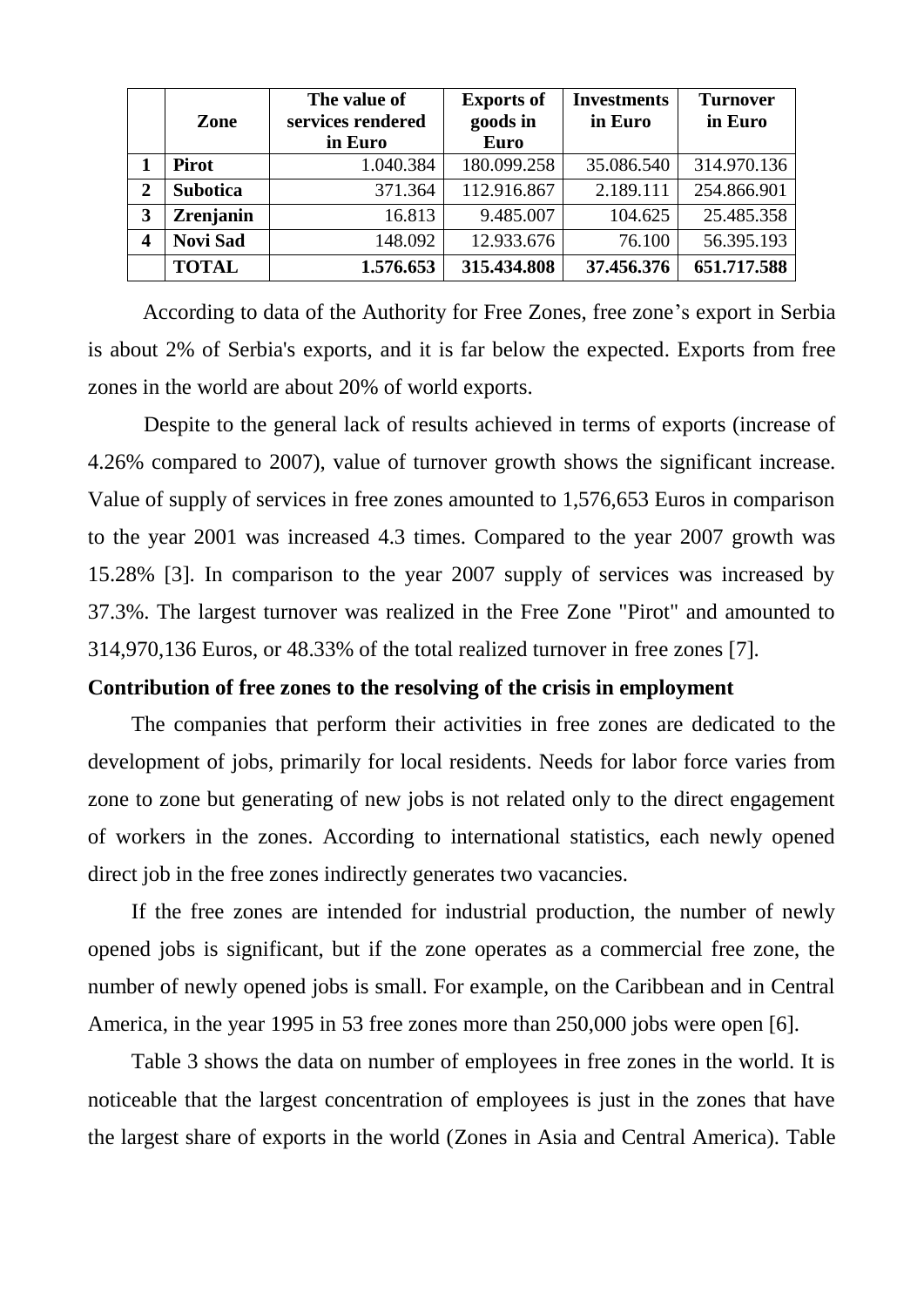|   | Zone | The value of services rendered in Euro | Exports of goods in Euro | Investments in Euro | Turnover in Euro |
|---|---|---|---|---|---|
| 1 | **Pirot** | 1.040.384 | 180.099.258 | 35.086.540 | 314.970.136 |
| 2 | **Subotica** | 371.364 | 112.916.867 | 2.189.111 | 254.866.901 |
| 3 | **Zrenjanin** | 16.813 | 9.485.007 | 104.625 | 25.485.358 |
| 4 | **Novi Sad** | 148.092 | 12.933.676 | 76.100 | 56.395.193 |
|   | **TOTAL** | **1.576.653** | **315.434.808** | **37.456.376** | **651.717.588** |

According to data of the Authority for Free Zones, free zone's export in Serbia is about 2% of Serbia's exports, and it is far below the expected. Exports from free zones in the world are about 20% of world exports.

Despite to the general lack of results achieved in terms of exports (increase of 4.26% compared to 2007), value of turnover growth shows the significant increase. Value of supply of services in free zones amounted to 1,576,653 Euros in comparison to the year 2001 was increased 4.3 times. Compared to the year 2007 growth was 15.28% [3]. In comparison to the year 2007 supply of services was increased by 37.3%. The largest turnover was realized in the Free Zone "Pirot" and amounted to 314,970,136 Euros, or 48.33% of the total realized turnover in free zones [7].

**Contribution of free zones to the resolving of the crisis in employment**

The companies that perform their activities in free zones are dedicated to the development of jobs, primarily for local residents. Needs for labor force varies from zone to zone but generating of new jobs is not related only to the direct engagement of workers in the zones. According to international statistics, each newly opened direct job in the free zones indirectly generates two vacancies.

If the free zones are intended for industrial production, the number of newly opened jobs is significant, but if the zone operates as a commercial free zone, the number of newly opened jobs is small. For example, on the Caribbean and in Central America, in the year 1995 in 53 free zones more than 250,000 jobs were open [6].

Table 3 shows the data on number of employees in free zones in the world. It is noticeable that the largest concentration of employees is just in the zones that have the largest share of exports in the world (Zones in Asia and Central America). Table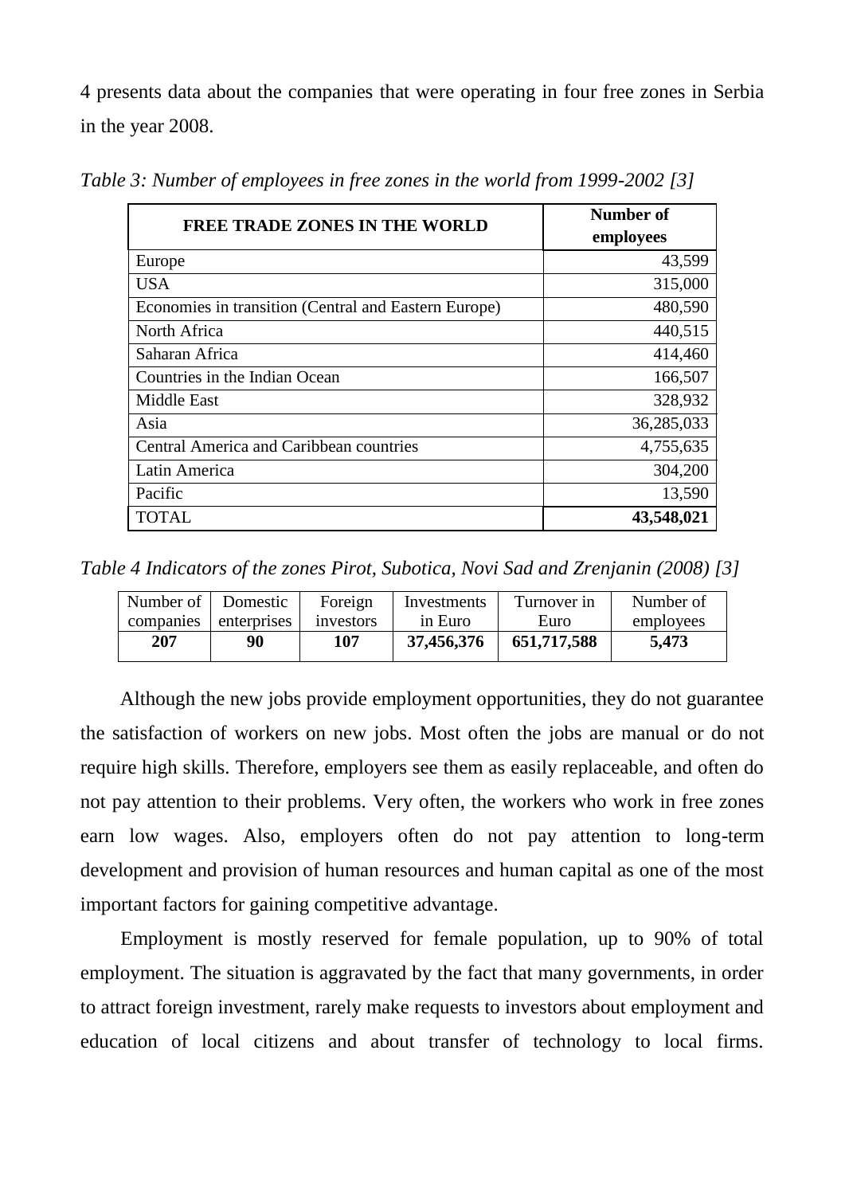4 presents data about the companies that were operating in four free zones in Serbia in the year 2008.

*Table 3: Number of employees in free zones in the world from 1999-2002 [3]*

| **FREE TRADE ZONES IN THE WORLD** | **Number of employees** |
|---|---:|
| Europe | 43,599 |
| USA | 315,000 |
| Economies in transition (Central and Eastern Europe) | 480,590 |
| North Africa | 440,515 |
| Saharan Africa | 414,460 |
| Countries in the Indian Ocean | 166,507 |
| Middle East | 328,932 |
| Asia | 36,285,033 |
| Central America and Caribbean countries | 4,755,635 |
| Latin America | 304,200 |
| Pacific | 13,590 |
| TOTAL | **43,548,021** |

*Table 4 Indicators of the zones Pirot, Subotica, Novi Sad and Zrenjanin (2008) [3]*

| Number of companies | Domestic enterprises | Foreign investors | Investments in Euro | Turnover in Euro | Number of employees |
|---|---|---|---|---|---|
| **207** | **90** | **107** | **37,456,376** | **651,717,588** | **5,473** |

Although the new jobs provide employment opportunities, they do not guarantee the satisfaction of workers on new jobs. Most often the jobs are manual or do not require high skills. Therefore, employers see them as easily replaceable, and often do not pay attention to their problems. Very often, the workers who work in free zones earn low wages. Also, employers often do not pay attention to long-term development and provision of human resources and human capital as one of the most important factors for gaining competitive advantage.

Employment is mostly reserved for female population, up to 90% of total employment. The situation is aggravated by the fact that many governments, in order to attract foreign investment, rarely make requests to investors about employment and education of local citizens and about transfer of technology to local firms.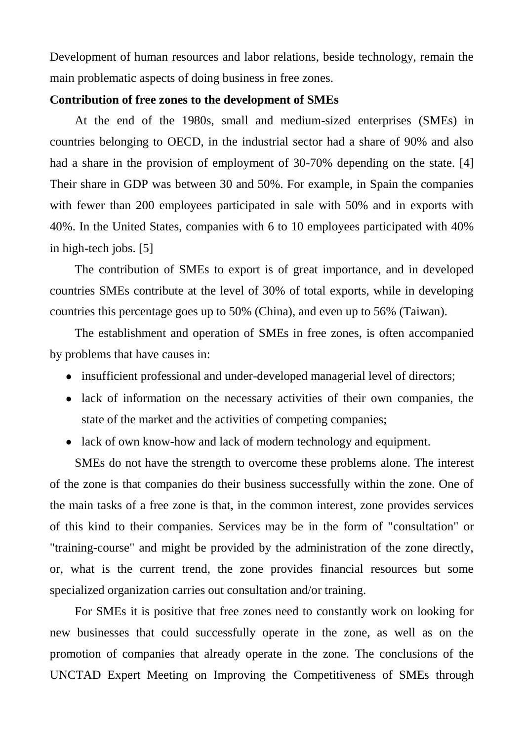Development of human resources and labor relations, beside technology, remain the main problematic aspects of doing business in free zones.

**Contribution of free zones to the development of SMEs**

At the end of the 1980s, small and medium-sized enterprises (SMEs) in countries belonging to OECD, in the industrial sector had a share of 90% and also had a share in the provision of employment of 30-70% depending on the state. [4] Their share in GDP was between 30 and 50%. For example, in Spain the companies with fewer than 200 employees participated in sale with 50% and in exports with 40%. In the United States, companies with 6 to 10 employees participated with 40% in high-tech jobs. [5]

The contribution of SMEs to export is of great importance, and in developed countries SMEs contribute at the level of 30% of total exports, while in developing countries this percentage goes up to 50% (China), and even up to 56% (Taiwan).

The establishment and operation of SMEs in free zones, is often accompanied by problems that have causes in:

- insufficient professional and under-developed managerial level of directors;
- lack of information on the necessary activities of their own companies, the state of the market and the activities of competing companies;
- lack of own know-how and lack of modern technology and equipment.

SMEs do not have the strength to overcome these problems alone. The interest of the zone is that companies do their business successfully within the zone. One of the main tasks of a free zone is that, in the common interest, zone provides services of this kind to their companies. Services may be in the form of "consultation" or "training-course" and might be provided by the administration of the zone directly, or, what is the current trend, the zone provides financial resources but some specialized organization carries out consultation and/or training.

For SMEs it is positive that free zones need to constantly work on looking for new businesses that could successfully operate in the zone, as well as on the promotion of companies that already operate in the zone. The conclusions of the UNCTAD Expert Meeting on Improving the Competitiveness of SMEs through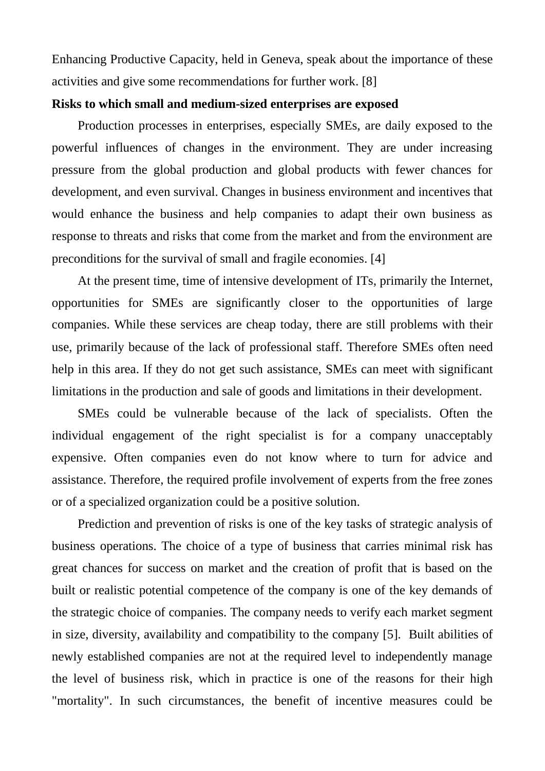Enhancing Productive Capacity, held in Geneva, speak about the importance of these activities and give some recommendations for further work. [8]

**Risks to which small and medium-sized enterprises are exposed**

Production processes in enterprises, especially SMEs, are daily exposed to the powerful influences of changes in the environment. They are under increasing pressure from the global production and global products with fewer chances for development, and even survival. Changes in business environment and incentives that would enhance the business and help companies to adapt their own business as response to threats and risks that come from the market and from the environment are preconditions for the survival of small and fragile economies. [4]

At the present time, time of intensive development of ITs, primarily the Internet, opportunities for SMEs are significantly closer to the opportunities of large companies. While these services are cheap today, there are still problems with their use, primarily because of the lack of professional staff. Therefore SMEs often need help in this area. If they do not get such assistance, SMEs can meet with significant limitations in the production and sale of goods and limitations in their development.

SMEs could be vulnerable because of the lack of specialists. Often the individual engagement of the right specialist is for a company unacceptably expensive. Often companies even do not know where to turn for advice and assistance. Therefore, the required profile involvement of experts from the free zones or of a specialized organization could be a positive solution.

Prediction and prevention of risks is one of the key tasks of strategic analysis of business operations. The choice of a type of business that carries minimal risk has great chances for success on market and the creation of profit that is based on the built or realistic potential competence of the company is one of the key demands of the strategic choice of companies. The company needs to verify each market segment in size, diversity, availability and compatibility to the company [5]. Built abilities of newly established companies are not at the required level to independently manage the level of business risk, which in practice is one of the reasons for their high "mortality". In such circumstances, the benefit of incentive measures could be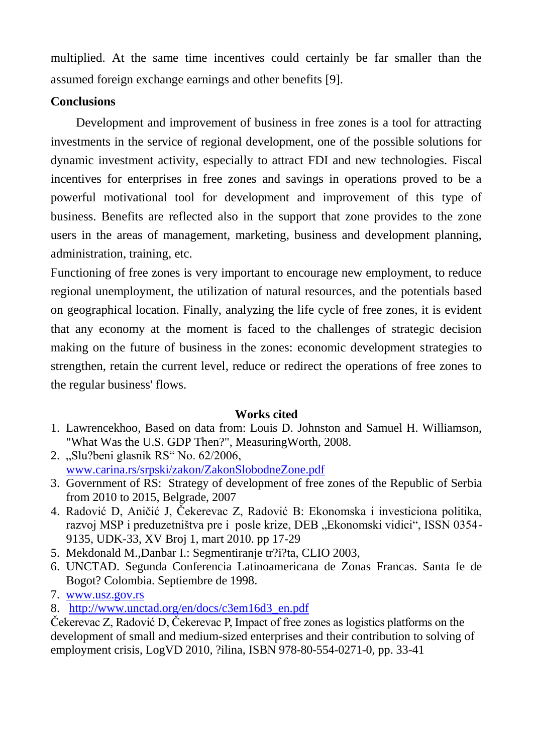multiplied. At the same time incentives could certainly be far smaller than the assumed foreign exchange earnings and other benefits [9].

## Conclusions

Development and improvement of business in free zones is a tool for attracting investments in the service of regional development, one of the possible solutions for dynamic investment activity, especially to attract FDI and new technologies. Fiscal incentives for enterprises in free zones and savings in operations proved to be a powerful motivational tool for development and improvement of this type of business. Benefits are reflected also in the support that zone provides to the zone users in the areas of management, marketing, business and development planning, administration, training, etc.

Functioning of free zones is very important to encourage new employment, to reduce regional unemployment, the utilization of natural resources, and the potentials based on geographical location. Finally, analyzing the life cycle of free zones, it is evident that any economy at the moment is faced to the challenges of strategic decision making on the future of business in the zones: economic development strategies to strengthen, retain the current level, reduce or redirect the operations of free zones to the regular business' flows.

## Works cited

1. Lawrencekhoo, Based on data from: Louis D. Johnston and Samuel H. Williamson, "What Was the U.S. GDP Then?", MeasuringWorth, 2008.
2. „Slu?beni glasnik RS“ No. 62/2006, www.carina.rs/srpski/zakon/ZakonSlobodneZone.pdf
3. Government of RS: Strategy of development of free zones of the Republic of Serbia from 2010 to 2015, Belgrade, 2007
4. Radović D, Aničić J, Čekerevac Z, Radović B: Ekonomska i investiciona politika, razvoj MSP i preduzetništva pre i posle krize, DEB „Ekonomski vidici“, ISSN 0354-9135, UDK-33, XV Broj 1, mart 2010. pp 17-29
5. Mekdonald M.,Danbar I.: Segmentiranje tr?i?ta, CLIO 2003,
6. UNCTAD. Segunda Conferencia Latinoamericana de Zonas Francas. Santa fe de Bogot? Colombia. Septiembre de 1998.
7. www.usz.gov.rs
8. http://www.unctad.org/en/docs/c3em16d3_en.pdf

Čekerevac Z, Radović D, Čekerevac P, Impact of free zones as logistics platforms on the development of small and medium-sized enterprises and their contribution to solving of employment crisis, LogVD 2010, ?ilina, ISBN 978-80-554-0271-0, pp. 33-41